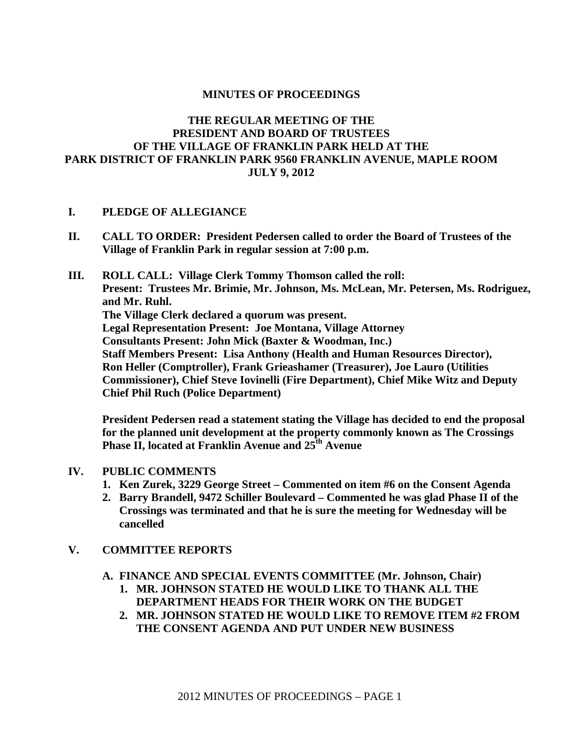**MINUTES OF PROCEEDINGS**

**THE REGULAR MEETING OF THE PRESIDENT AND BOARD OF TRUSTEES OF THE VILLAGE OF FRANKLIN PARK HELD AT THE PARK DISTRICT OF FRANKLIN PARK 9560 FRANKLIN AVENUE, MAPLE ROOM JULY 9, 2012**

**I. PLEDGE OF ALLEGIANCE**

**II. CALL TO ORDER: President Pedersen called to order the Board of Trustees of the Village of Franklin Park in regular session at 7:00 p.m.**

**III. ROLL CALL: Village Clerk Tommy Thomson called the roll:**
**Present: Trustees Mr. Brimie, Mr. Johnson, Ms. McLean, Mr. Petersen, Ms. Rodriguez, and Mr. Ruhl.**
**The Village Clerk declared a quorum was present.**
**Legal Representation Present: Joe Montana, Village Attorney**
**Consultants Present: John Mick (Baxter & Woodman, Inc.)**
**Staff Members Present: Lisa Anthony (Health and Human Resources Director), Ron Heller (Comptroller), Frank Grieashamer (Treasurer), Joe Lauro (Utilities Commissioner), Chief Steve Iovinelli (Fire Department), Chief Mike Witz and Deputy Chief Phil Ruch (Police Department)**

**President Pedersen read a statement stating the Village has decided to end the proposal for the planned unit development at the property commonly known as The Crossings Phase II, located at Franklin Avenue and 25th Avenue**

**IV. PUBLIC COMMENTS**

1. **Ken Zurek, 3229 George Street – Commented on item #6 on the Consent Agenda**
2. **Barry Brandell, 9472 Schiller Boulevard – Commented he was glad Phase II of the Crossings was terminated and that he is sure the meeting for Wednesday will be cancelled**

**V. COMMITTEE REPORTS**

**A. FINANCE AND SPECIAL EVENTS COMMITTEE (Mr. Johnson, Chair)**

1. **MR. JOHNSON STATED HE WOULD LIKE TO THANK ALL THE DEPARTMENT HEADS FOR THEIR WORK ON THE BUDGET**
2. **MR. JOHNSON STATED HE WOULD LIKE TO REMOVE ITEM #2 FROM THE CONSENT AGENDA AND PUT UNDER NEW BUSINESS**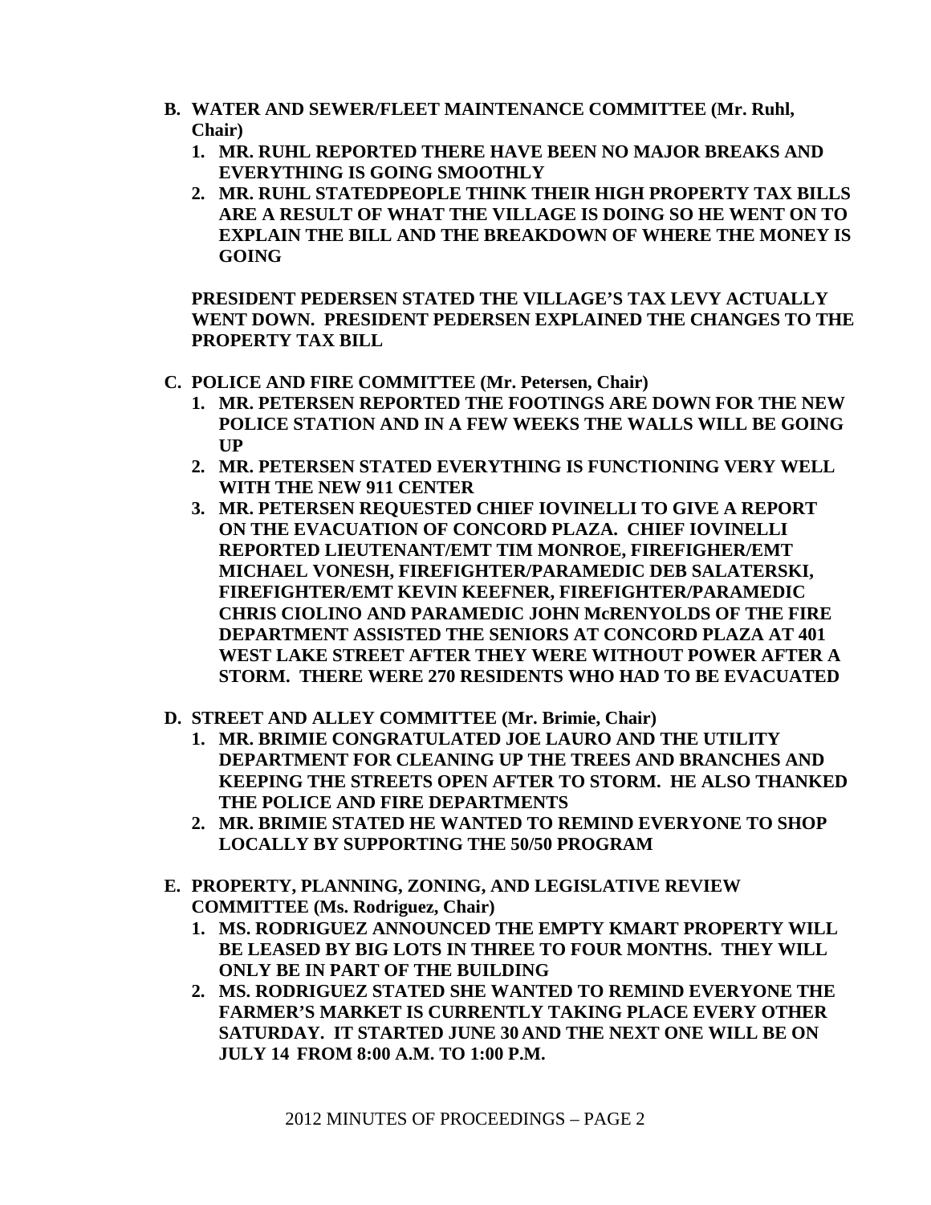**B. WATER AND SEWER/FLEET MAINTENANCE COMMITTEE (Mr. Ruhl, Chair)**

1. **MR. RUHL REPORTED THERE HAVE BEEN NO MAJOR BREAKS AND EVERYTHING IS GOING SMOOTHLY**
2. **MR. RUHL STATEDPEOPLE THINK THEIR HIGH PROPERTY TAX BILLS ARE A RESULT OF WHAT THE VILLAGE IS DOING SO HE WENT ON TO EXPLAIN THE BILL AND THE BREAKDOWN OF WHERE THE MONEY IS GOING**

**PRESIDENT PEDERSEN STATED THE VILLAGE'S TAX LEVY ACTUALLY WENT DOWN. PRESIDENT PEDERSEN EXPLAINED THE CHANGES TO THE PROPERTY TAX BILL**

**C. POLICE AND FIRE COMMITTEE (Mr. Petersen, Chair)**

1. **MR. PETERSEN REPORTED THE FOOTINGS ARE DOWN FOR THE NEW POLICE STATION AND IN A FEW WEEKS THE WALLS WILL BE GOING UP**
2. **MR. PETERSEN STATED EVERYTHING IS FUNCTIONING VERY WELL WITH THE NEW 911 CENTER**
3. **MR. PETERSEN REQUESTED CHIEF IOVINELLI TO GIVE A REPORT ON THE EVACUATION OF CONCORD PLAZA. CHIEF IOVINELLI REPORTED LIEUTENANT/EMT TIM MONROE, FIREFIGHER/EMT MICHAEL VONESH, FIREFIGHTER/PARAMEDIC DEB SALATERSKI, FIREFIGHTER/EMT KEVIN KEEFNER, FIREFIGHTER/PARAMEDIC CHRIS CIOLINO AND PARAMEDIC JOHN McRENYOLDS OF THE FIRE DEPARTMENT ASSISTED THE SENIORS AT CONCORD PLAZA AT 401 WEST LAKE STREET AFTER THEY WERE WITHOUT POWER AFTER A STORM. THERE WERE 270 RESIDENTS WHO HAD TO BE EVACUATED**

**D. STREET AND ALLEY COMMITTEE (Mr. Brimie, Chair)**

1. **MR. BRIMIE CONGRATULATED JOE LAURO AND THE UTILITY DEPARTMENT FOR CLEANING UP THE TREES AND BRANCHES AND KEEPING THE STREETS OPEN AFTER TO STORM. HE ALSO THANKED THE POLICE AND FIRE DEPARTMENTS**
2. **MR. BRIMIE STATED HE WANTED TO REMIND EVERYONE TO SHOP LOCALLY BY SUPPORTING THE 50/50 PROGRAM**

**E. PROPERTY, PLANNING, ZONING, AND LEGISLATIVE REVIEW COMMITTEE (Ms. Rodriguez, Chair)**

1. **MS. RODRIGUEZ ANNOUNCED THE EMPTY KMART PROPERTY WILL BE LEASED BY BIG LOTS IN THREE TO FOUR MONTHS. THEY WILL ONLY BE IN PART OF THE BUILDING**
2. **MS. RODRIGUEZ STATED SHE WANTED TO REMIND EVERYONE THE FARMER'S MARKET IS CURRENTLY TAKING PLACE EVERY OTHER SATURDAY. IT STARTED JUNE 30 AND THE NEXT ONE WILL BE ON JULY 14 FROM 8:00 A.M. TO 1:00 P.M.**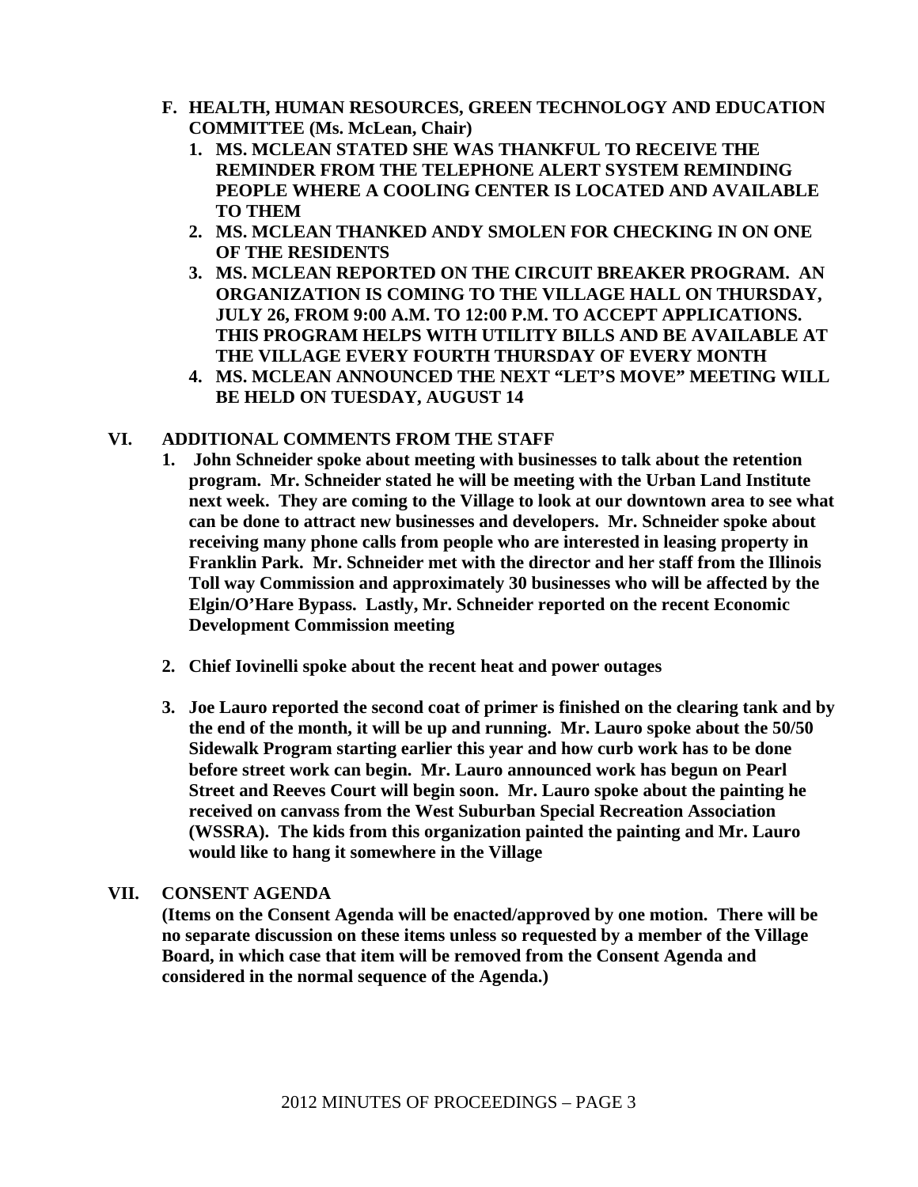**F. HEALTH, HUMAN RESOURCES, GREEN TECHNOLOGY AND EDUCATION COMMITTEE (Ms. McLean, Chair)**

1. **MS. MCLEAN STATED SHE WAS THANKFUL TO RECEIVE THE REMINDER FROM THE TELEPHONE ALERT SYSTEM REMINDING PEOPLE WHERE A COOLING CENTER IS LOCATED AND AVAILABLE TO THEM**
2. **MS. MCLEAN THANKED ANDY SMOLEN FOR CHECKING IN ON ONE OF THE RESIDENTS**
3. **MS. MCLEAN REPORTED ON THE CIRCUIT BREAKER PROGRAM. AN ORGANIZATION IS COMING TO THE VILLAGE HALL ON THURSDAY, JULY 26, FROM 9:00 A.M. TO 12:00 P.M. TO ACCEPT APPLICATIONS. THIS PROGRAM HELPS WITH UTILITY BILLS AND BE AVAILABLE AT THE VILLAGE EVERY FOURTH THURSDAY OF EVERY MONTH**
4. **MS. MCLEAN ANNOUNCED THE NEXT "LET'S MOVE" MEETING WILL BE HELD ON TUESDAY, AUGUST 14**

## VI. ADDITIONAL COMMENTS FROM THE STAFF

1. **John Schneider spoke about meeting with businesses to talk about the retention program. Mr. Schneider stated he will be meeting with the Urban Land Institute next week. They are coming to the Village to look at our downtown area to see what can be done to attract new businesses and developers. Mr. Schneider spoke about receiving many phone calls from people who are interested in leasing property in Franklin Park. Mr. Schneider met with the director and her staff from the Illinois Toll way Commission and approximately 30 businesses who will be affected by the Elgin/O'Hare Bypass. Lastly, Mr. Schneider reported on the recent Economic Development Commission meeting**

2. **Chief Iovinelli spoke about the recent heat and power outages**

3. **Joe Lauro reported the second coat of primer is finished on the clearing tank and by the end of the month, it will be up and running. Mr. Lauro spoke about the 50/50 Sidewalk Program starting earlier this year and how curb work has to be done before street work can begin. Mr. Lauro announced work has begun on Pearl Street and Reeves Court will begin soon. Mr. Lauro spoke about the painting he received on canvass from the West Suburban Special Recreation Association (WSSRA). The kids from this organization painted the painting and Mr. Lauro would like to hang it somewhere in the Village**

## VII. CONSENT AGENDA

**(Items on the Consent Agenda will be enacted/approved by one motion. There will be no separate discussion on these items unless so requested by a member of the Village Board, in which case that item will be removed from the Consent Agenda and considered in the normal sequence of the Agenda.)**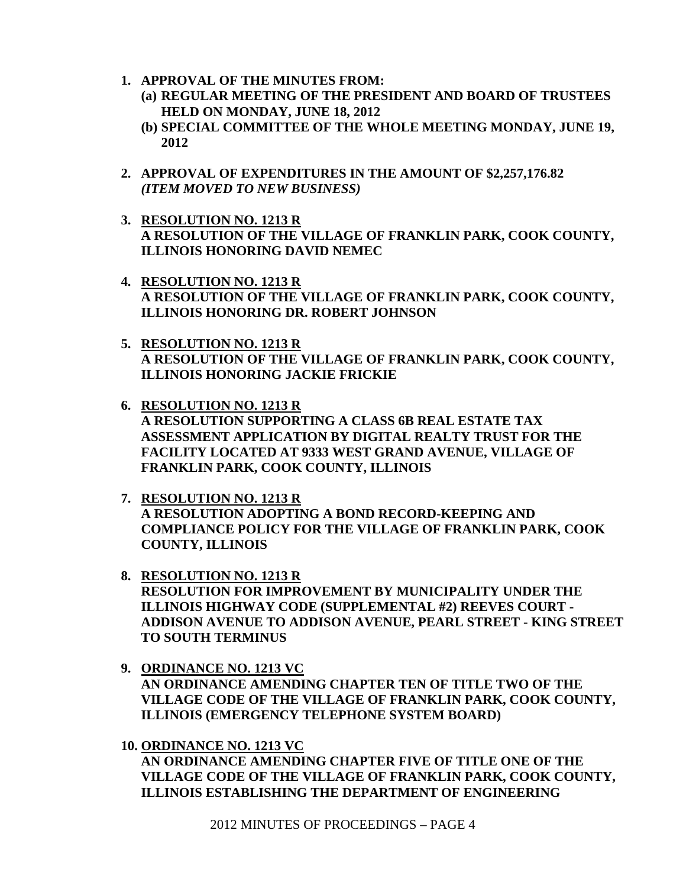1. **APPROVAL OF THE MINUTES FROM:**
   **(a) REGULAR MEETING OF THE PRESIDENT AND BOARD OF TRUSTEES HELD ON MONDAY, JUNE 18, 2012**
   **(b) SPECIAL COMMITTEE OF THE WHOLE MEETING MONDAY, JUNE 19, 2012**

2. **APPROVAL OF EXPENDITURES IN THE AMOUNT OF $2,257,176.82**
   ***(ITEM MOVED TO NEW BUSINESS)***

3. **<u>RESOLUTION NO. 1213 R</u>**
   **A RESOLUTION OF THE VILLAGE OF FRANKLIN PARK, COOK COUNTY, ILLINOIS HONORING DAVID NEMEC**

4. **<u>RESOLUTION NO. 1213 R</u>**
   **A RESOLUTION OF THE VILLAGE OF FRANKLIN PARK, COOK COUNTY, ILLINOIS HONORING DR. ROBERT JOHNSON**

5. **<u>RESOLUTION NO. 1213 R</u>**
   **A RESOLUTION OF THE VILLAGE OF FRANKLIN PARK, COOK COUNTY, ILLINOIS HONORING JACKIE FRICKIE**

6. **<u>RESOLUTION NO. 1213 R</u>**
   **A RESOLUTION SUPPORTING A CLASS 6B REAL ESTATE TAX ASSESSMENT APPLICATION BY DIGITAL REALTY TRUST FOR THE FACILITY LOCATED AT 9333 WEST GRAND AVENUE, VILLAGE OF FRANKLIN PARK, COOK COUNTY, ILLINOIS**

7. **<u>RESOLUTION NO. 1213 R</u>**
   **A RESOLUTION ADOPTING A BOND RECORD-KEEPING AND COMPLIANCE POLICY FOR THE VILLAGE OF FRANKLIN PARK, COOK COUNTY, ILLINOIS**

8. **<u>RESOLUTION NO. 1213 R</u>**
   **RESOLUTION FOR IMPROVEMENT BY MUNICIPALITY UNDER THE ILLINOIS HIGHWAY CODE (SUPPLEMENTAL #2) REEVES COURT - ADDISON AVENUE TO ADDISON AVENUE, PEARL STREET - KING STREET TO SOUTH TERMINUS**

9. **<u>ORDINANCE NO. 1213 VC</u>**
   **AN ORDINANCE AMENDING CHAPTER TEN OF TITLE TWO OF THE VILLAGE CODE OF THE VILLAGE OF FRANKLIN PARK, COOK COUNTY, ILLINOIS (EMERGENCY TELEPHONE SYSTEM BOARD)**

10. **<u>ORDINANCE NO. 1213 VC</u>**
    **AN ORDINANCE AMENDING CHAPTER FIVE OF TITLE ONE OF THE VILLAGE CODE OF THE VILLAGE OF FRANKLIN PARK, COOK COUNTY, ILLINOIS ESTABLISHING THE DEPARTMENT OF ENGINEERING**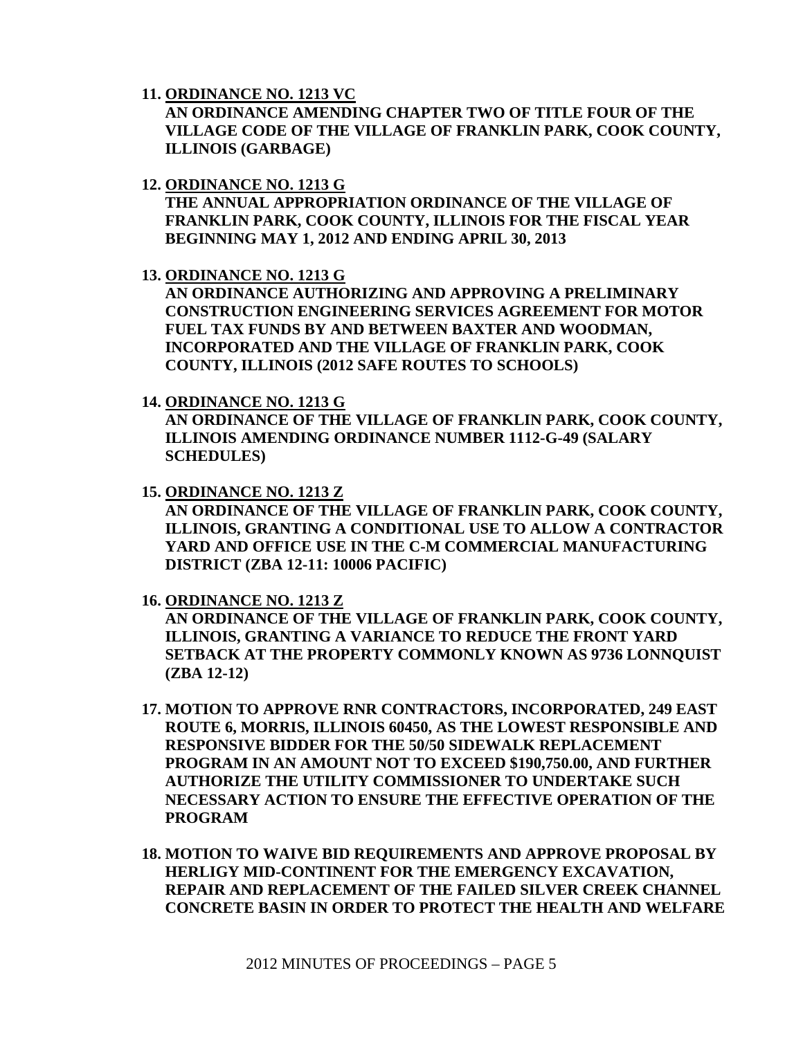11. **ORDINANCE NO. 1213 VC**
    **AN ORDINANCE AMENDING CHAPTER TWO OF TITLE FOUR OF THE VILLAGE CODE OF THE VILLAGE OF FRANKLIN PARK, COOK COUNTY, ILLINOIS (GARBAGE)**

12. **ORDINANCE NO. 1213 G**
    **THE ANNUAL APPROPRIATION ORDINANCE OF THE VILLAGE OF FRANKLIN PARK, COOK COUNTY, ILLINOIS FOR THE FISCAL YEAR BEGINNING MAY 1, 2012 AND ENDING APRIL 30, 2013**

13. **ORDINANCE NO. 1213 G**
    **AN ORDINANCE AUTHORIZING AND APPROVING A PRELIMINARY CONSTRUCTION ENGINEERING SERVICES AGREEMENT FOR MOTOR FUEL TAX FUNDS BY AND BETWEEN BAXTER AND WOODMAN, INCORPORATED AND THE VILLAGE OF FRANKLIN PARK, COOK COUNTY, ILLINOIS (2012 SAFE ROUTES TO SCHOOLS)**

14. **ORDINANCE NO. 1213 G**
    **AN ORDINANCE OF THE VILLAGE OF FRANKLIN PARK, COOK COUNTY, ILLINOIS AMENDING ORDINANCE NUMBER 1112-G-49 (SALARY SCHEDULES)**

15. **ORDINANCE NO. 1213 Z**
    **AN ORDINANCE OF THE VILLAGE OF FRANKLIN PARK, COOK COUNTY, ILLINOIS, GRANTING A CONDITIONAL USE TO ALLOW A CONTRACTOR YARD AND OFFICE USE IN THE C-M COMMERCIAL MANUFACTURING DISTRICT (ZBA 12-11: 10006 PACIFIC)**

16. **ORDINANCE NO. 1213 Z**
    **AN ORDINANCE OF THE VILLAGE OF FRANKLIN PARK, COOK COUNTY, ILLINOIS, GRANTING A VARIANCE TO REDUCE THE FRONT YARD SETBACK AT THE PROPERTY COMMONLY KNOWN AS 9736 LONNQUIST (ZBA 12-12)**

17. **MOTION TO APPROVE RNR CONTRACTORS, INCORPORATED, 249 EAST ROUTE 6, MORRIS, ILLINOIS 60450, AS THE LOWEST RESPONSIBLE AND RESPONSIVE BIDDER FOR THE 50/50 SIDEWALK REPLACEMENT PROGRAM IN AN AMOUNT NOT TO EXCEED $190,750.00, AND FURTHER AUTHORIZE THE UTILITY COMMISSIONER TO UNDERTAKE SUCH NECESSARY ACTION TO ENSURE THE EFFECTIVE OPERATION OF THE PROGRAM**

18. **MOTION TO WAIVE BID REQUIREMENTS AND APPROVE PROPOSAL BY HERLIGY MID-CONTINENT FOR THE EMERGENCY EXCAVATION, REPAIR AND REPLACEMENT OF THE FAILED SILVER CREEK CHANNEL CONCRETE BASIN IN ORDER TO PROTECT THE HEALTH AND WELFARE**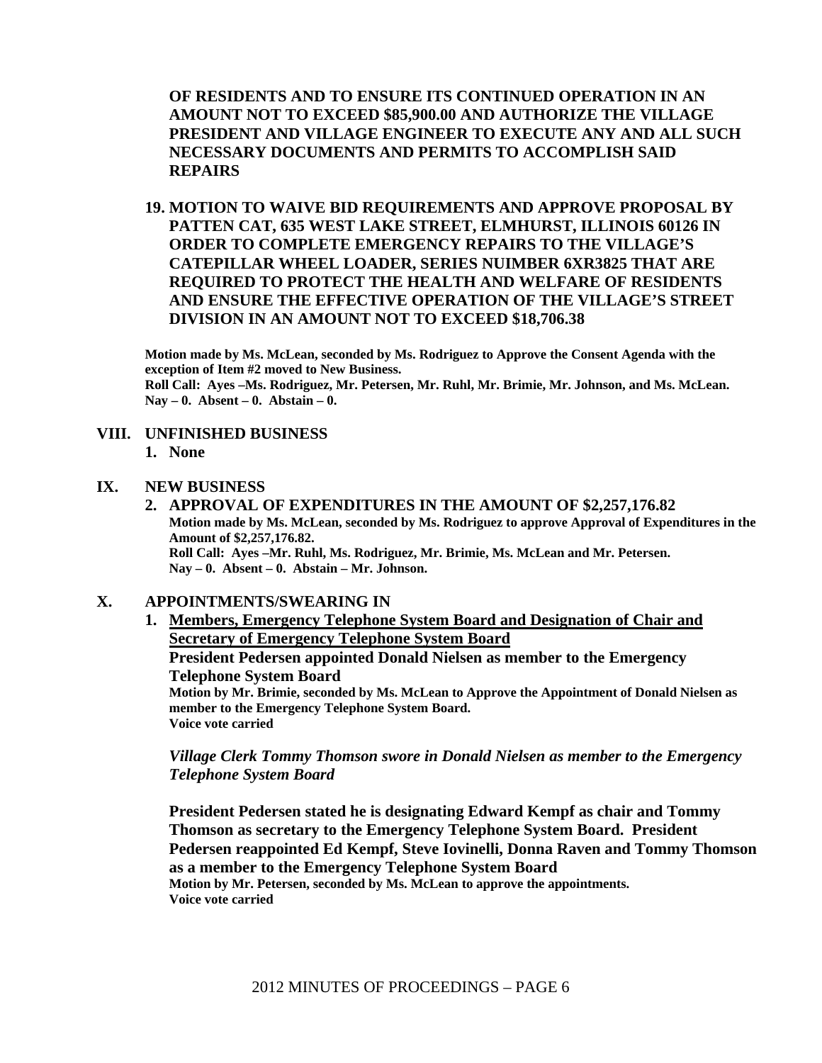**OF RESIDENTS AND TO ENSURE ITS CONTINUED OPERATION IN AN AMOUNT NOT TO EXCEED $85,900.00 AND AUTHORIZE THE VILLAGE PRESIDENT AND VILLAGE ENGINEER TO EXECUTE ANY AND ALL SUCH NECESSARY DOCUMENTS AND PERMITS TO ACCOMPLISH SAID REPAIRS**

19. **MOTION TO WAIVE BID REQUIREMENTS AND APPROVE PROPOSAL BY PATTEN CAT, 635 WEST LAKE STREET, ELMHURST, ILLINOIS 60126 IN ORDER TO COMPLETE EMERGENCY REPAIRS TO THE VILLAGE'S CATEPILLAR WHEEL LOADER, SERIES NUIMBER 6XR3825 THAT ARE REQUIRED TO PROTECT THE HEALTH AND WELFARE OF RESIDENTS AND ENSURE THE EFFECTIVE OPERATION OF THE VILLAGE'S STREET DIVISION IN AN AMOUNT NOT TO EXCEED $18,706.38**

**Motion made by Ms. McLean, seconded by Ms. Rodriguez to Approve the Consent Agenda with the exception of Item #2 moved to New Business.**
**Roll Call: Ayes –Ms. Rodriguez, Mr. Petersen, Mr. Ruhl, Mr. Brimie, Mr. Johnson, and Ms. McLean.**
**Nay – 0. Absent – 0. Abstain – 0.**

## VIII. UNFINISHED BUSINESS

1. **None**

## IX. NEW BUSINESS

2. **APPROVAL OF EXPENDITURES IN THE AMOUNT OF $2,257,176.82**
   **Motion made by Ms. McLean, seconded by Ms. Rodriguez to approve Approval of Expenditures in the Amount of $2,257,176.82.**
   **Roll Call: Ayes –Mr. Ruhl, Ms. Rodriguez, Mr. Brimie, Ms. McLean and Mr. Petersen.**
   **Nay – 0. Absent – 0. Abstain – Mr. Johnson.**

## X. APPOINTMENTS/SWEARING IN

1. **Members, Emergency Telephone System Board and Designation of Chair and Secretary of Emergency Telephone System Board**
   **President Pedersen appointed Donald Nielsen as member to the Emergency Telephone System Board**
   **Motion by Mr. Brimie, seconded by Ms. McLean to Approve the Appointment of Donald Nielsen as member to the Emergency Telephone System Board.**
   **Voice vote carried**

   ***Village Clerk Tommy Thomson swore in Donald Nielsen as member to the Emergency Telephone System Board***

   **President Pedersen stated he is designating Edward Kempf as chair and Tommy Thomson as secretary to the Emergency Telephone System Board. President Pedersen reappointed Ed Kempf, Steve Iovinelli, Donna Raven and Tommy Thomson as a member to the Emergency Telephone System Board**
   **Motion by Mr. Petersen, seconded by Ms. McLean to approve the appointments.**
   **Voice vote carried**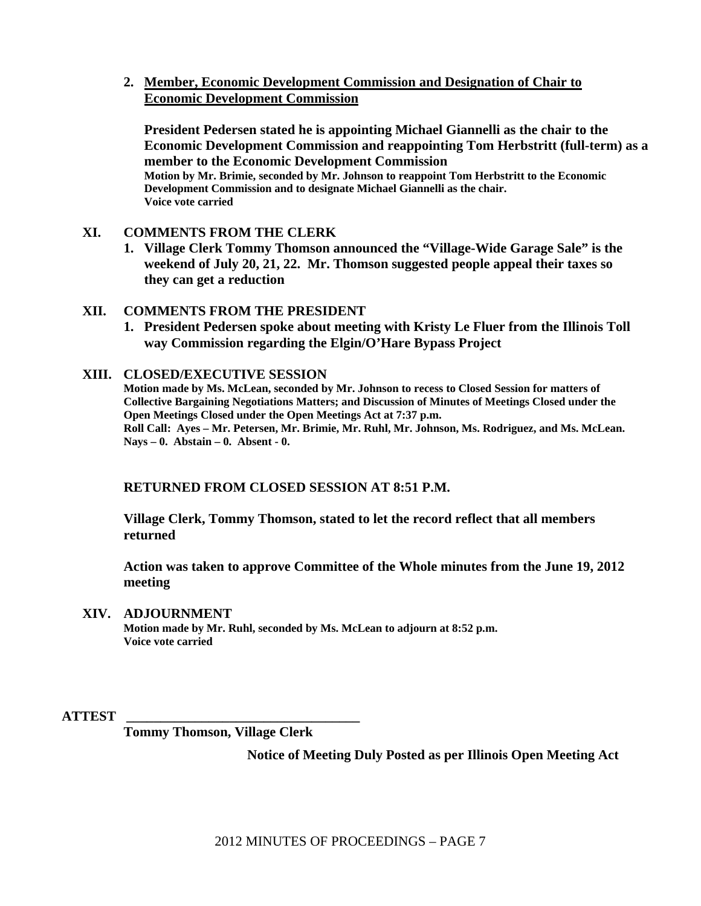2. **Member, Economic Development Commission and Designation of Chair to Economic Development Commission**

   **President Pedersen stated he is appointing Michael Giannelli as the chair to the Economic Development Commission and reappointing Tom Herbstritt (full-term) as a member to the Economic Development Commission**
   **Motion by Mr. Brimie, seconded by Mr. Johnson to reappoint Tom Herbstritt to the Economic Development Commission and to designate Michael Giannelli as the chair.**
   **Voice vote carried**

## XI. COMMENTS FROM THE CLERK

1. **Village Clerk Tommy Thomson announced the "Village-Wide Garage Sale" is the weekend of July 20, 21, 22. Mr. Thomson suggested people appeal their taxes so they can get a reduction**

## XII. COMMENTS FROM THE PRESIDENT

1. **President Pedersen spoke about meeting with Kristy Le Fluer from the Illinois Toll way Commission regarding the Elgin/O'Hare Bypass Project**

## XIII. CLOSED/EXECUTIVE SESSION

**Motion made by Ms. McLean, seconded by Mr. Johnson to recess to Closed Session for matters of Collective Bargaining Negotiations Matters; and Discussion of Minutes of Meetings Closed under the Open Meetings Closed under the Open Meetings Act at 7:37 p.m.**
**Roll Call: Ayes – Mr. Petersen, Mr. Brimie, Mr. Ruhl, Mr. Johnson, Ms. Rodriguez, and Ms. McLean. Nays – 0. Abstain – 0. Absent - 0.**

**RETURNED FROM CLOSED SESSION AT 8:51 P.M.**

**Village Clerk, Tommy Thomson, stated to let the record reflect that all members returned**

**Action was taken to approve Committee of the Whole minutes from the June 19, 2012 meeting**

## XIV. ADJOURNMENT

**Motion made by Mr. Ruhl, seconded by Ms. McLean to adjourn at 8:52 p.m.**
**Voice vote carried**

**ATTEST** ___________________________________
**Tommy Thomson, Village Clerk**

**Notice of Meeting Duly Posted as per Illinois Open Meeting Act**